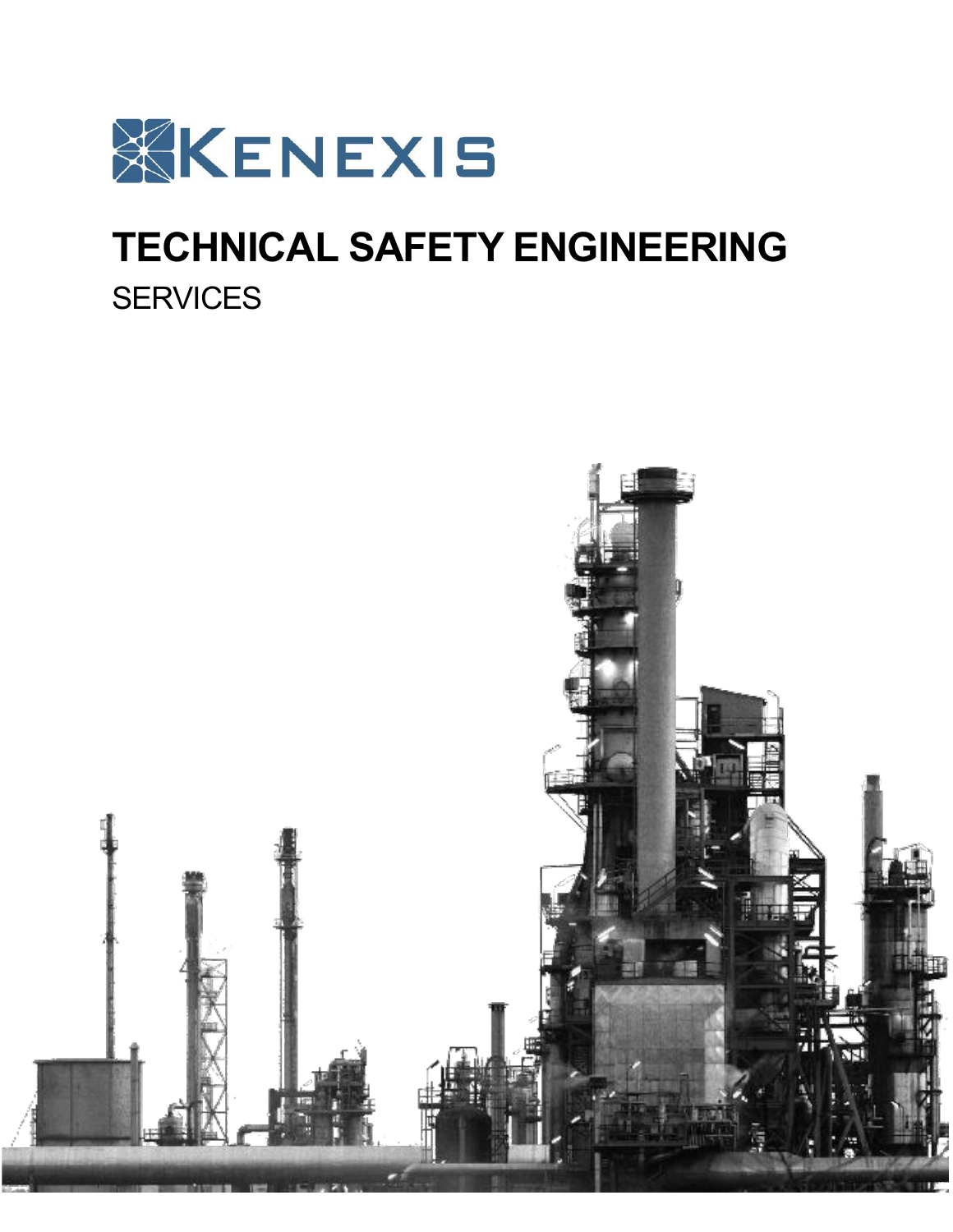KENEXIS

# TECHNICAL SAFETY ENGINEERING

SERVICES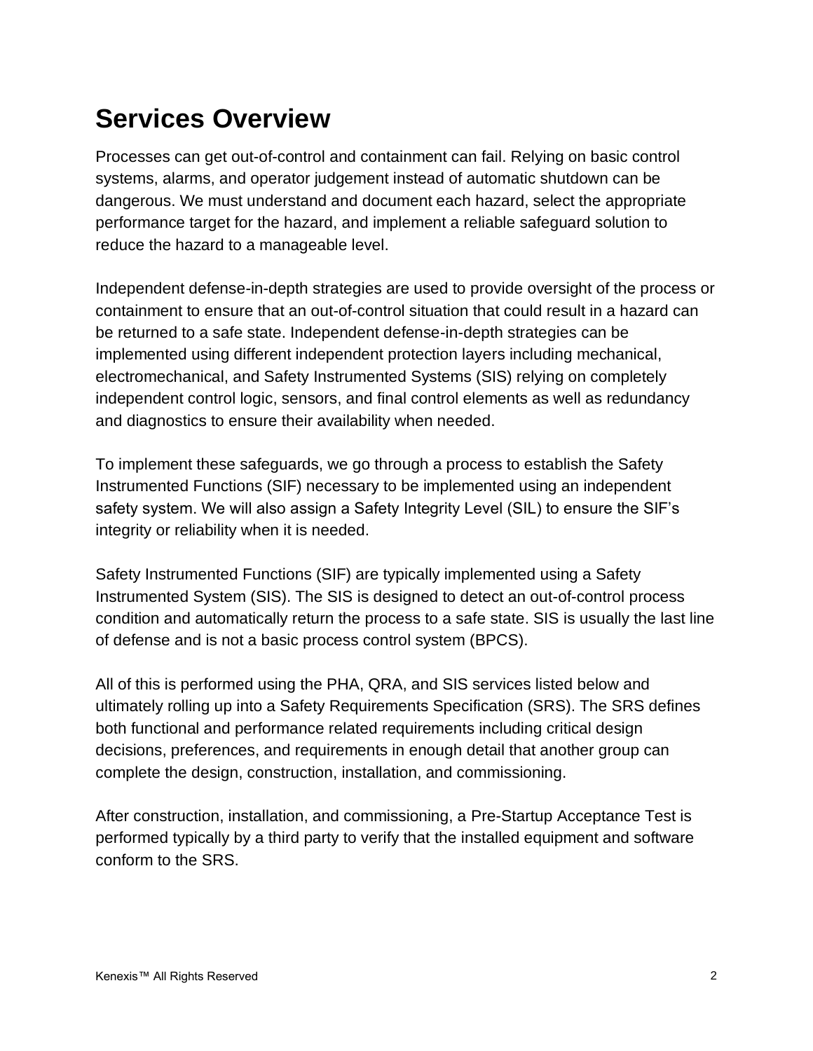## Services Overview

Processes can get out-of-control and containment can fail. Relying on basic control systems, alarms, and operator judgement instead of automatic shutdown can be dangerous. We must understand and document each hazard, select the appropriate performance target for the hazard, and implement a reliable safeguard solution to reduce the hazard to a manageable level.

Independent defense-in-depth strategies are used to provide oversight of the process or containment to ensure that an out-of-control situation that could result in a hazard can be returned to a safe state. Independent defense-in-depth strategies can be implemented using different independent protection layers including mechanical, electromechanical, and Safety Instrumented Systems (SIS) relying on completely independent control logic, sensors, and final control elements as well as redundancy and diagnostics to ensure their availability when needed.

To implement these safeguards, we go through a process to establish the Safety Instrumented Functions (SIF) necessary to be implemented using an independent safety system. We will also assign a Safety Integrity Level (SIL) to ensure the SIF's integrity or reliability when it is needed.

Safety Instrumented Functions (SIF) are typically implemented using a Safety Instrumented System (SIS). The SIS is designed to detect an out-of-control process condition and automatically return the process to a safe state. SIS is usually the last line of defense and is not a basic process control system (BPCS).

All of this is performed using the PHA, QRA, and SIS services listed below and ultimately rolling up into a Safety Requirements Specification (SRS). The SRS defines both functional and performance related requirements including critical design decisions, preferences, and requirements in enough detail that another group can complete the design, construction, installation, and commissioning.

After construction, installation, and commissioning, a Pre-Startup Acceptance Test is performed typically by a third party to verify that the installed equipment and software conform to the SRS.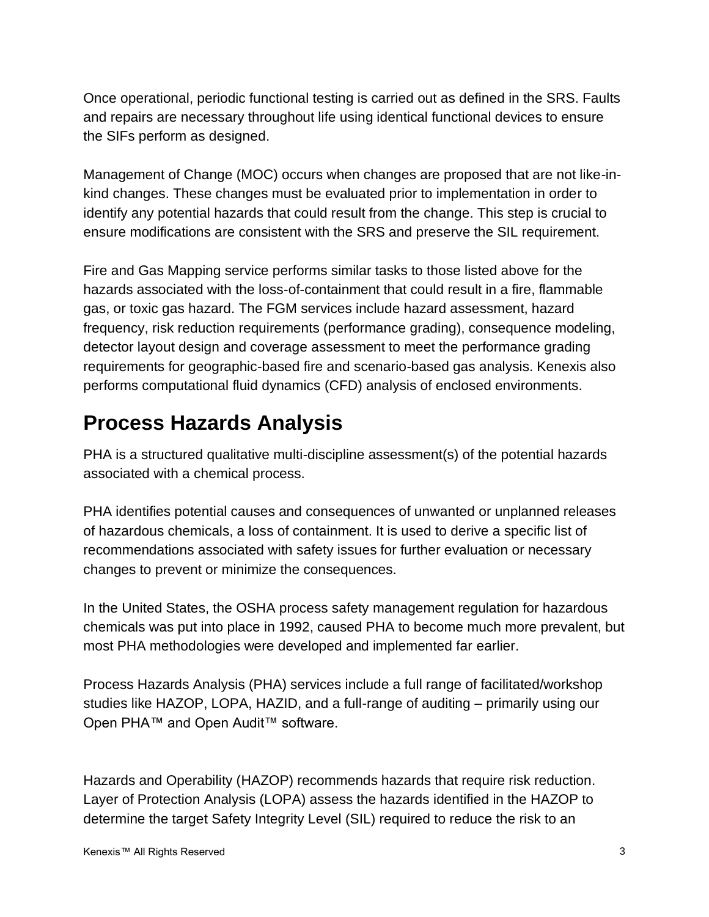Once operational, periodic functional testing is carried out as defined in the SRS. Faults and repairs are necessary throughout life using identical functional devices to ensure the SIFs perform as designed.

Management of Change (MOC) occurs when changes are proposed that are not like-in-kind changes. These changes must be evaluated prior to implementation in order to identify any potential hazards that could result from the change. This step is crucial to ensure modifications are consistent with the SRS and preserve the SIL requirement.

Fire and Gas Mapping service performs similar tasks to those listed above for the hazards associated with the loss-of-containment that could result in a fire, flammable gas, or toxic gas hazard. The FGM services include hazard assessment, hazard frequency, risk reduction requirements (performance grading), consequence modeling, detector layout design and coverage assessment to meet the performance grading requirements for geographic-based fire and scenario-based gas analysis. Kenexis also performs computational fluid dynamics (CFD) analysis of enclosed environments.

# Process Hazards Analysis

PHA is a structured qualitative multi-discipline assessment(s) of the potential hazards associated with a chemical process.

PHA identifies potential causes and consequences of unwanted or unplanned releases of hazardous chemicals, a loss of containment. It is used to derive a specific list of recommendations associated with safety issues for further evaluation or necessary changes to prevent or minimize the consequences.

In the United States, the OSHA process safety management regulation for hazardous chemicals was put into place in 1992, caused PHA to become much more prevalent, but most PHA methodologies were developed and implemented far earlier.

Process Hazards Analysis (PHA) services include a full range of facilitated/workshop studies like HAZOP, LOPA, HAZID, and a full-range of auditing – primarily using our Open PHA™ and Open Audit™ software.

Hazards and Operability (HAZOP) recommends hazards that require risk reduction. Layer of Protection Analysis (LOPA) assess the hazards identified in the HAZOP to determine the target Safety Integrity Level (SIL) required to reduce the risk to an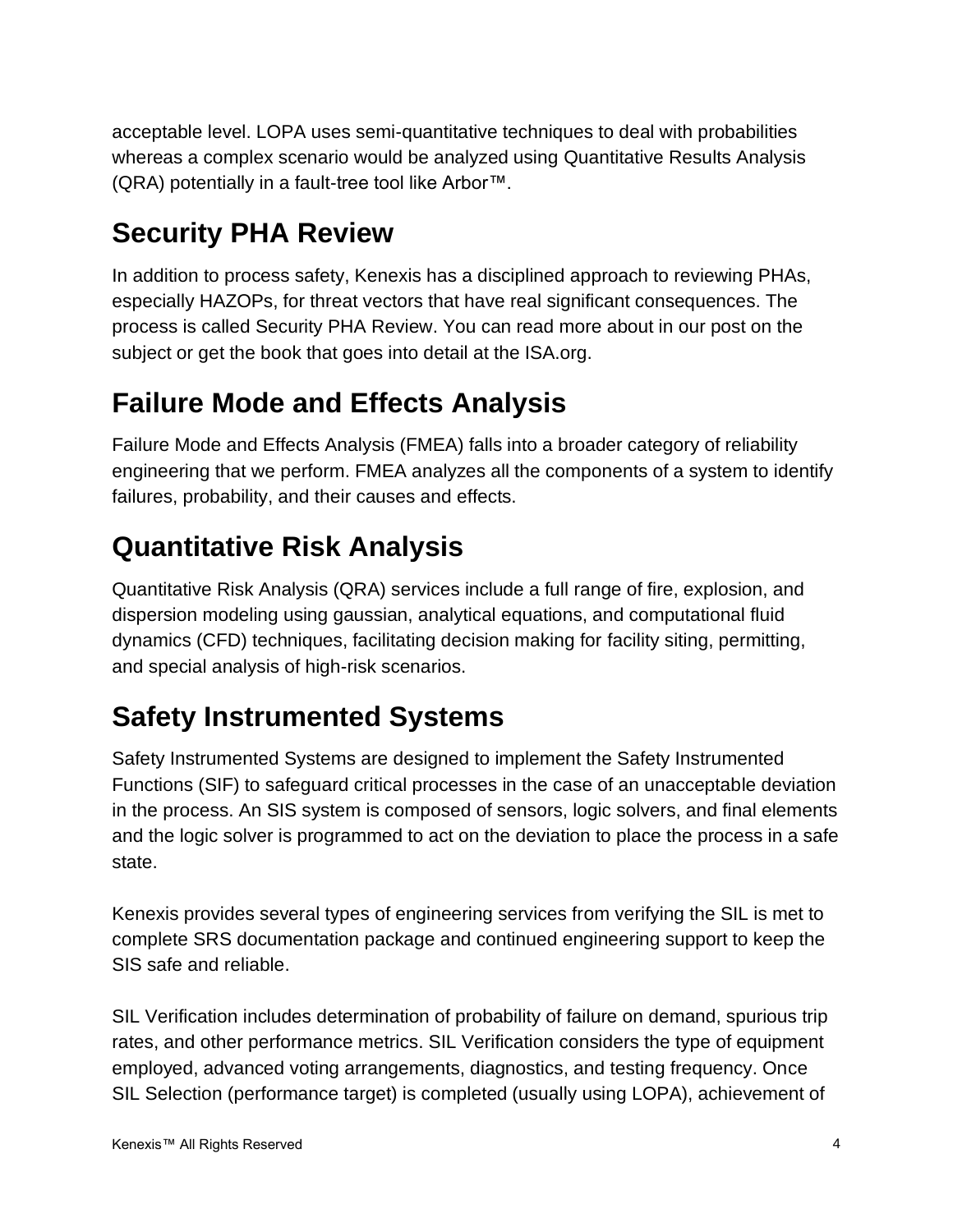acceptable level. LOPA uses semi-quantitative techniques to deal with probabilities whereas a complex scenario would be analyzed using Quantitative Results Analysis (QRA) potentially in a fault-tree tool like Arbor™.

## Security PHA Review

In addition to process safety, Kenexis has a disciplined approach to reviewing PHAs, especially HAZOPs, for threat vectors that have real significant consequences. The process is called Security PHA Review. You can read more about in our post on the subject or get the book that goes into detail at the ISA.org.

## Failure Mode and Effects Analysis

Failure Mode and Effects Analysis (FMEA) falls into a broader category of reliability engineering that we perform. FMEA analyzes all the components of a system to identify failures, probability, and their causes and effects.

## Quantitative Risk Analysis

Quantitative Risk Analysis (QRA) services include a full range of fire, explosion, and dispersion modeling using gaussian, analytical equations, and computational fluid dynamics (CFD) techniques, facilitating decision making for facility siting, permitting, and special analysis of high-risk scenarios.

## Safety Instrumented Systems

Safety Instrumented Systems are designed to implement the Safety Instrumented Functions (SIF) to safeguard critical processes in the case of an unacceptable deviation in the process. An SIS system is composed of sensors, logic solvers, and final elements and the logic solver is programmed to act on the deviation to place the process in a safe state.

Kenexis provides several types of engineering services from verifying the SIL is met to complete SRS documentation package and continued engineering support to keep the SIS safe and reliable.

SIL Verification includes determination of probability of failure on demand, spurious trip rates, and other performance metrics. SIL Verification considers the type of equipment employed, advanced voting arrangements, diagnostics, and testing frequency. Once SIL Selection (performance target) is completed (usually using LOPA), achievement of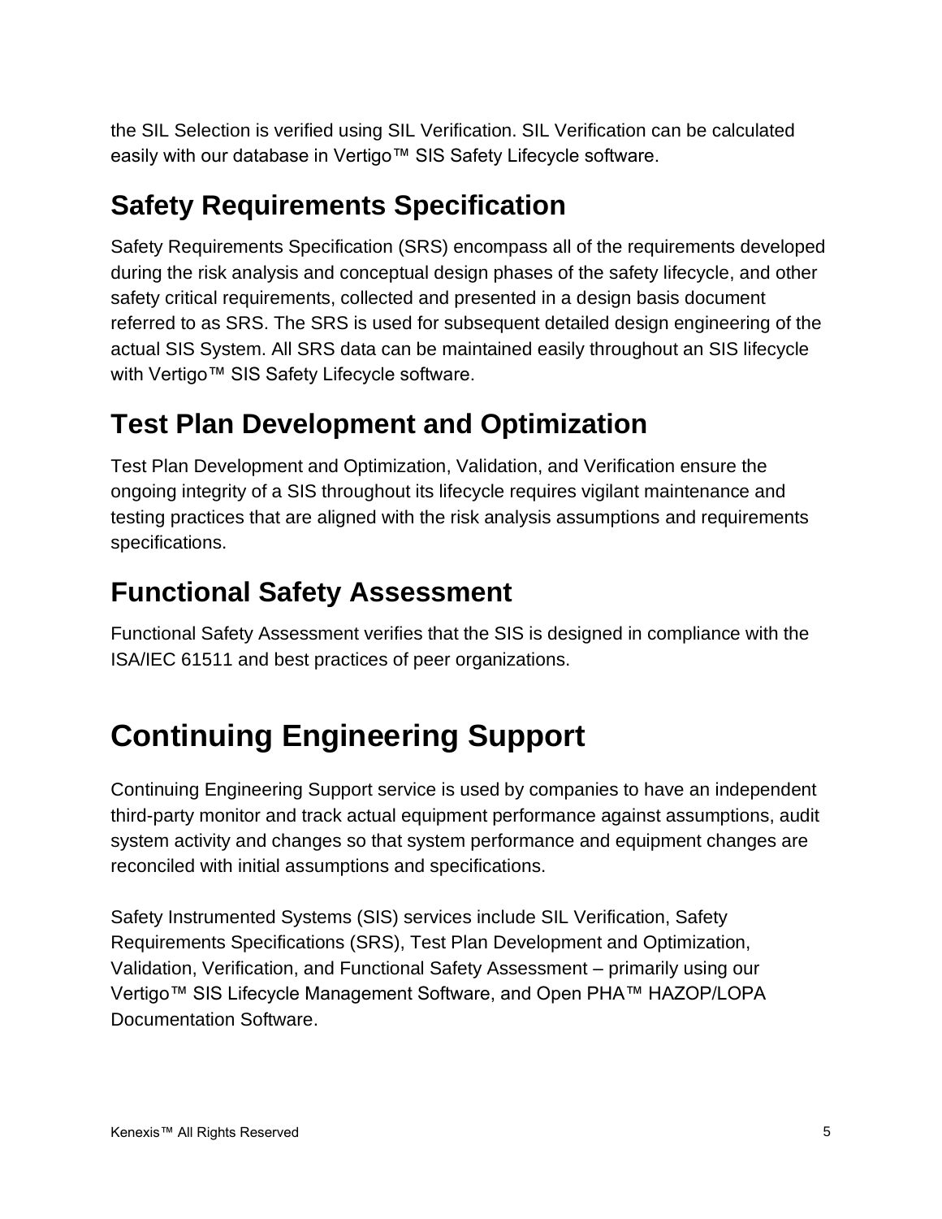the SIL Selection is verified using SIL Verification. SIL Verification can be calculated easily with our database in Vertigo™ SIS Safety Lifecycle software.

## Safety Requirements Specification

Safety Requirements Specification (SRS) encompass all of the requirements developed during the risk analysis and conceptual design phases of the safety lifecycle, and other safety critical requirements, collected and presented in a design basis document referred to as SRS. The SRS is used for subsequent detailed design engineering of the actual SIS System. All SRS data can be maintained easily throughout an SIS lifecycle with Vertigo™ SIS Safety Lifecycle software.

## Test Plan Development and Optimization

Test Plan Development and Optimization, Validation, and Verification ensure the ongoing integrity of a SIS throughout its lifecycle requires vigilant maintenance and testing practices that are aligned with the risk analysis assumptions and requirements specifications.

## Functional Safety Assessment

Functional Safety Assessment verifies that the SIS is designed in compliance with the ISA/IEC 61511 and best practices of peer organizations.

# Continuing Engineering Support

Continuing Engineering Support service is used by companies to have an independent third-party monitor and track actual equipment performance against assumptions, audit system activity and changes so that system performance and equipment changes are reconciled with initial assumptions and specifications.

Safety Instrumented Systems (SIS) services include SIL Verification, Safety Requirements Specifications (SRS), Test Plan Development and Optimization, Validation, Verification, and Functional Safety Assessment – primarily using our Vertigo™ SIS Lifecycle Management Software, and Open PHA™ HAZOP/LOPA Documentation Software.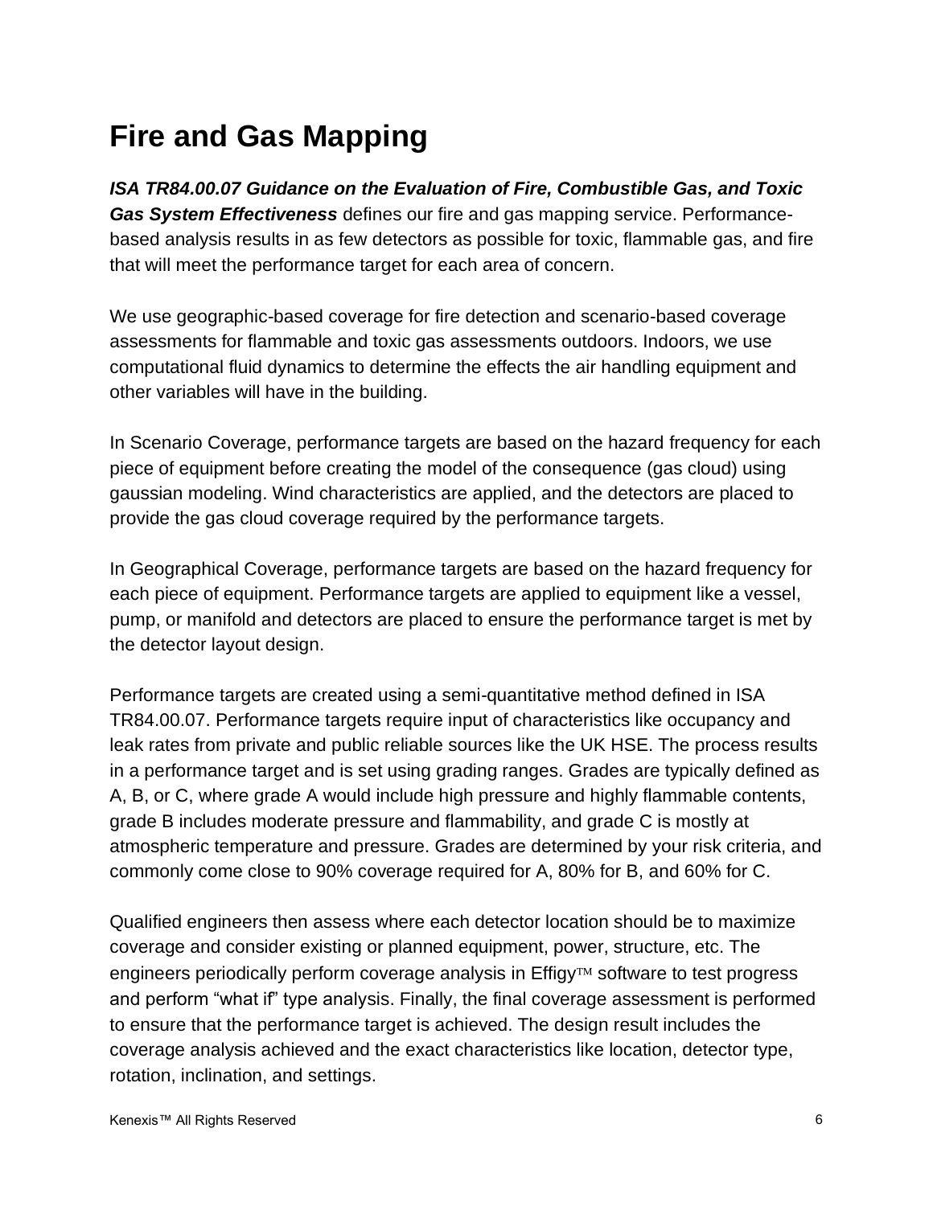# Fire and Gas Mapping

***ISA TR84.00.07 Guidance on the Evaluation of Fire, Combustible Gas, and Toxic Gas System Effectiveness*** defines our fire and gas mapping service. Performance-based analysis results in as few detectors as possible for toxic, flammable gas, and fire that will meet the performance target for each area of concern.

We use geographic-based coverage for fire detection and scenario-based coverage assessments for flammable and toxic gas assessments outdoors. Indoors, we use computational fluid dynamics to determine the effects the air handling equipment and other variables will have in the building.

In Scenario Coverage, performance targets are based on the hazard frequency for each piece of equipment before creating the model of the consequence (gas cloud) using gaussian modeling. Wind characteristics are applied, and the detectors are placed to provide the gas cloud coverage required by the performance targets.

In Geographical Coverage, performance targets are based on the hazard frequency for each piece of equipment. Performance targets are applied to equipment like a vessel, pump, or manifold and detectors are placed to ensure the performance target is met by the detector layout design.

Performance targets are created using a semi-quantitative method defined in ISA TR84.00.07. Performance targets require input of characteristics like occupancy and leak rates from private and public reliable sources like the UK HSE. The process results in a performance target and is set using grading ranges. Grades are typically defined as A, B, or C, where grade A would include high pressure and highly flammable contents, grade B includes moderate pressure and flammability, and grade C is mostly at atmospheric temperature and pressure. Grades are determined by your risk criteria, and commonly come close to 90% coverage required for A, 80% for B, and 60% for C.

Qualified engineers then assess where each detector location should be to maximize coverage and consider existing or planned equipment, power, structure, etc. The engineers periodically perform coverage analysis in Effigy™ software to test progress and perform "what if" type analysis. Finally, the final coverage assessment is performed to ensure that the performance target is achieved. The design result includes the coverage analysis achieved and the exact characteristics like location, detector type, rotation, inclination, and settings.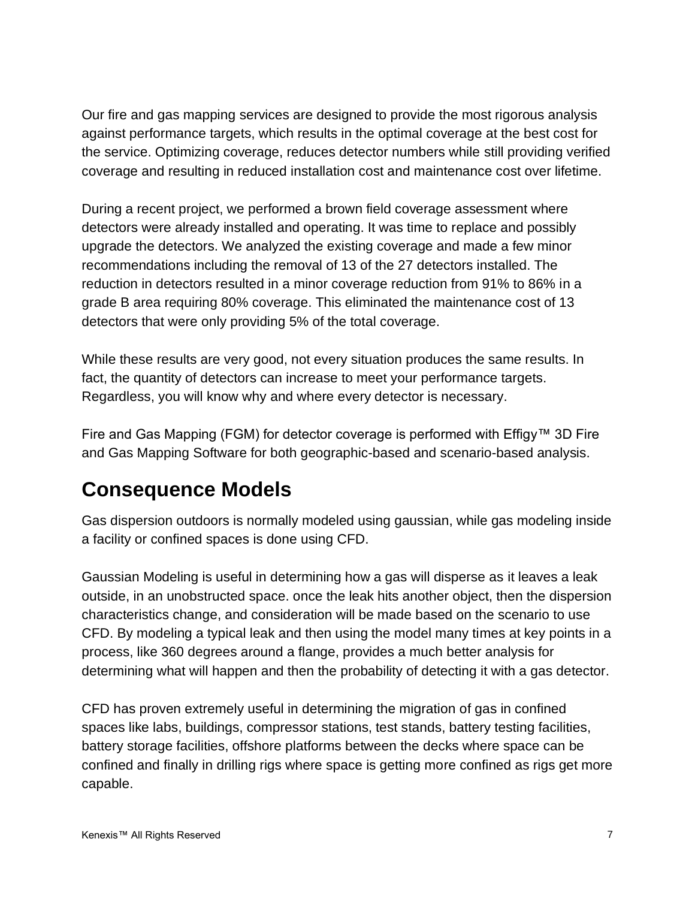Our fire and gas mapping services are designed to provide the most rigorous analysis against performance targets, which results in the optimal coverage at the best cost for the service. Optimizing coverage, reduces detector numbers while still providing verified coverage and resulting in reduced installation cost and maintenance cost over lifetime.

During a recent project, we performed a brown field coverage assessment where detectors were already installed and operating. It was time to replace and possibly upgrade the detectors. We analyzed the existing coverage and made a few minor recommendations including the removal of 13 of the 27 detectors installed. The reduction in detectors resulted in a minor coverage reduction from 91% to 86% in a grade B area requiring 80% coverage. This eliminated the maintenance cost of 13 detectors that were only providing 5% of the total coverage.

While these results are very good, not every situation produces the same results. In fact, the quantity of detectors can increase to meet your performance targets. Regardless, you will know why and where every detector is necessary.

Fire and Gas Mapping (FGM) for detector coverage is performed with Effigy™ 3D Fire and Gas Mapping Software for both geographic-based and scenario-based analysis.

## Consequence Models

Gas dispersion outdoors is normally modeled using gaussian, while gas modeling inside a facility or confined spaces is done using CFD.

Gaussian Modeling is useful in determining how a gas will disperse as it leaves a leak outside, in an unobstructed space. once the leak hits another object, then the dispersion characteristics change, and consideration will be made based on the scenario to use CFD. By modeling a typical leak and then using the model many times at key points in a process, like 360 degrees around a flange, provides a much better analysis for determining what will happen and then the probability of detecting it with a gas detector.

CFD has proven extremely useful in determining the migration of gas in confined spaces like labs, buildings, compressor stations, test stands, battery testing facilities, battery storage facilities, offshore platforms between the decks where space can be confined and finally in drilling rigs where space is getting more confined as rigs get more capable.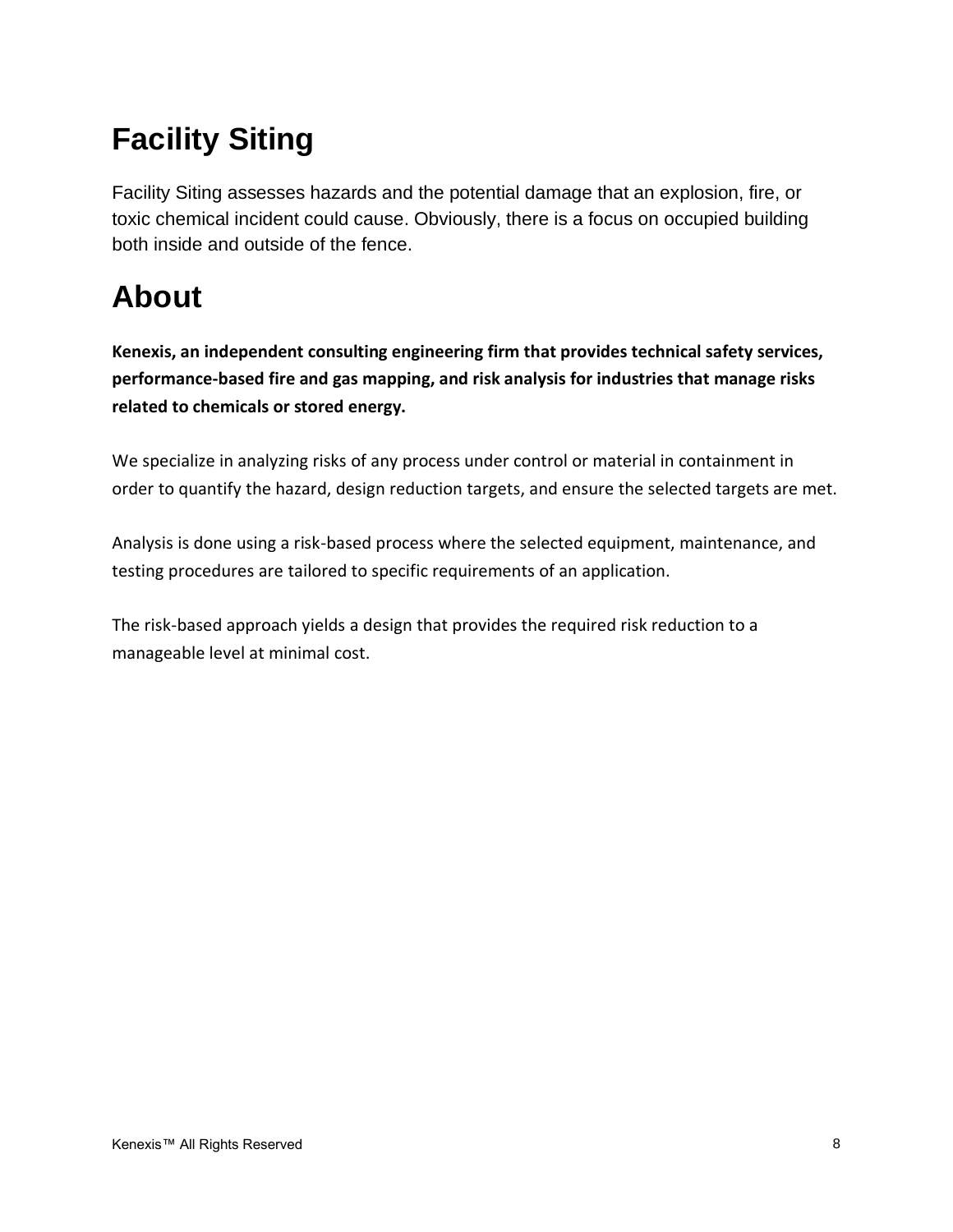# Facility Siting

Facility Siting assesses hazards and the potential damage that an explosion, fire, or toxic chemical incident could cause. Obviously, there is a focus on occupied building both inside and outside of the fence.

# About

**Kenexis, an independent consulting engineering firm that provides technical safety services, performance-based fire and gas mapping, and risk analysis for industries that manage risks related to chemicals or stored energy.**

We specialize in analyzing risks of any process under control or material in containment in order to quantify the hazard, design reduction targets, and ensure the selected targets are met.

Analysis is done using a risk-based process where the selected equipment, maintenance, and testing procedures are tailored to specific requirements of an application.

The risk-based approach yields a design that provides the required risk reduction to a manageable level at minimal cost.